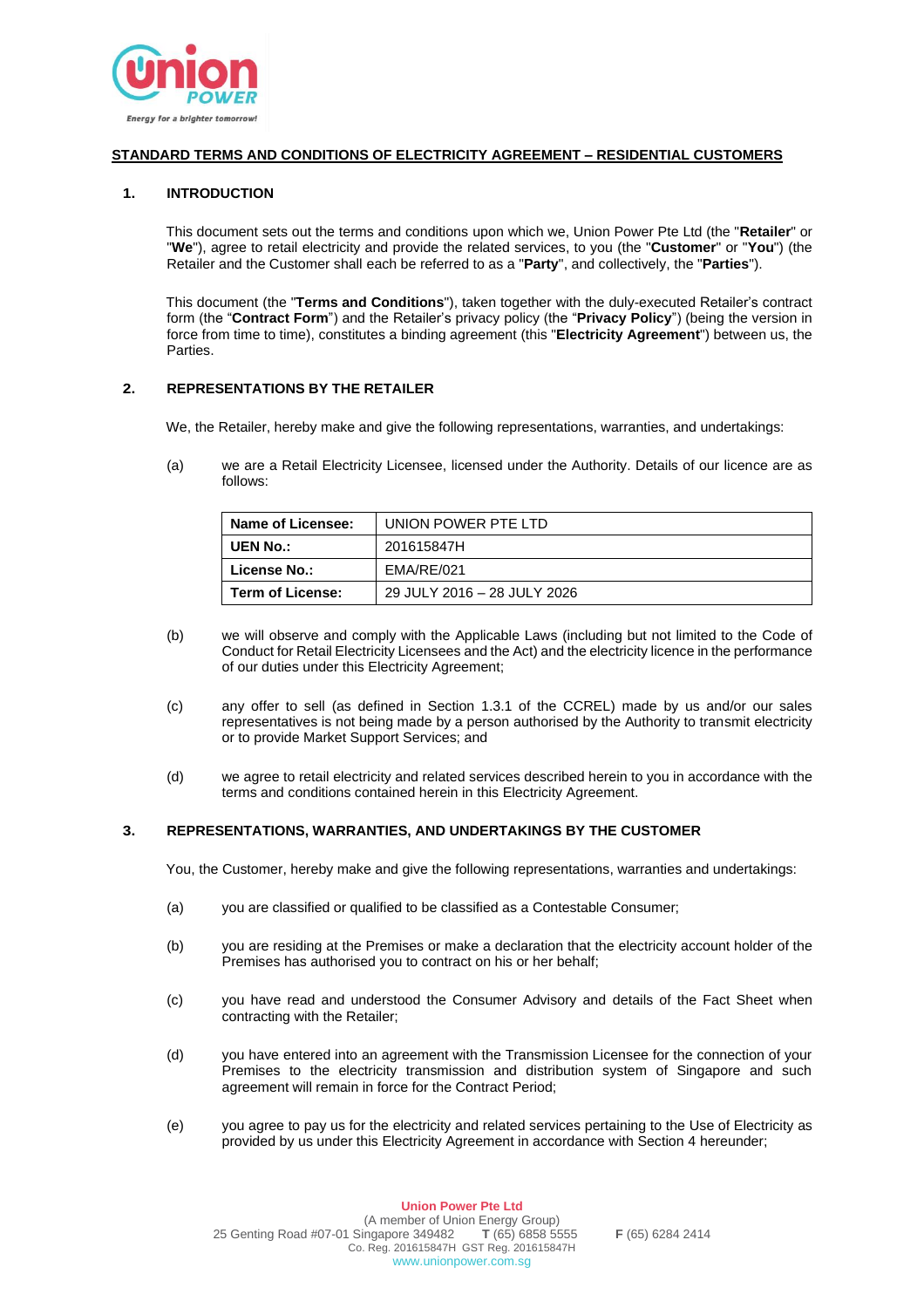## STANDARD TERMS AND CONDITIONS OF ELECTRICITY AGREEMENT – RESIDENTIAL CUSTOMERS

### 1. INTRODUCTION

This document sets out the terms and conditions upon which we, Union Power Pte Ltd (the "**Retailer**" or "**We**"), agree to retail electricity and provide the related services, to you (the "**Customer**" or "**You**") (the Retailer and the Customer shall each be referred to as a "**Party**", and collectively, the "**Parties**").

This document (the "**Terms and Conditions**"), taken together with the duly-executed Retailer's contract form (the "**Contract Form**") and the Retailer's privacy policy (the "**Privacy Policy**") (being the version in force from time to time), constitutes a binding agreement (this "**Electricity Agreement**") between us, the Parties.

### 2. REPRESENTATIONS BY THE RETAILER

We, the Retailer, hereby make and give the following representations, warranties, and undertakings:

(a) we are a Retail Electricity Licensee, licensed under the Authority. Details of our licence are as follows:

| **Name of Licensee:** | UNION POWER PTE LTD |
|---|---|
| **UEN No.:** | 201615847H |
| **License No.:** | EMA/RE/021 |
| **Term of License:** | 29 JULY 2016 – 28 JULY 2026 |

(b) we will observe and comply with the Applicable Laws (including but not limited to the Code of Conduct for Retail Electricity Licensees and the Act) and the electricity licence in the performance of our duties under this Electricity Agreement;

(c) any offer to sell (as defined in Section 1.3.1 of the CCREL) made by us and/or our sales representatives is not being made by a person authorised by the Authority to transmit electricity or to provide Market Support Services; and

(d) we agree to retail electricity and related services described herein to you in accordance with the terms and conditions contained herein in this Electricity Agreement.

### 3. REPRESENTATIONS, WARRANTIES, AND UNDERTAKINGS BY THE CUSTOMER

You, the Customer, hereby make and give the following representations, warranties and undertakings:

(a) you are classified or qualified to be classified as a Contestable Consumer;

(b) you are residing at the Premises or make a declaration that the electricity account holder of the Premises has authorised you to contract on his or her behalf;

(c) you have read and understood the Consumer Advisory and details of the Fact Sheet when contracting with the Retailer;

(d) you have entered into an agreement with the Transmission Licensee for the connection of your Premises to the electricity transmission and distribution system of Singapore and such agreement will remain in force for the Contract Period;

(e) you agree to pay us for the electricity and related services pertaining to the Use of Electricity as provided by us under this Electricity Agreement in accordance with Section 4 hereunder;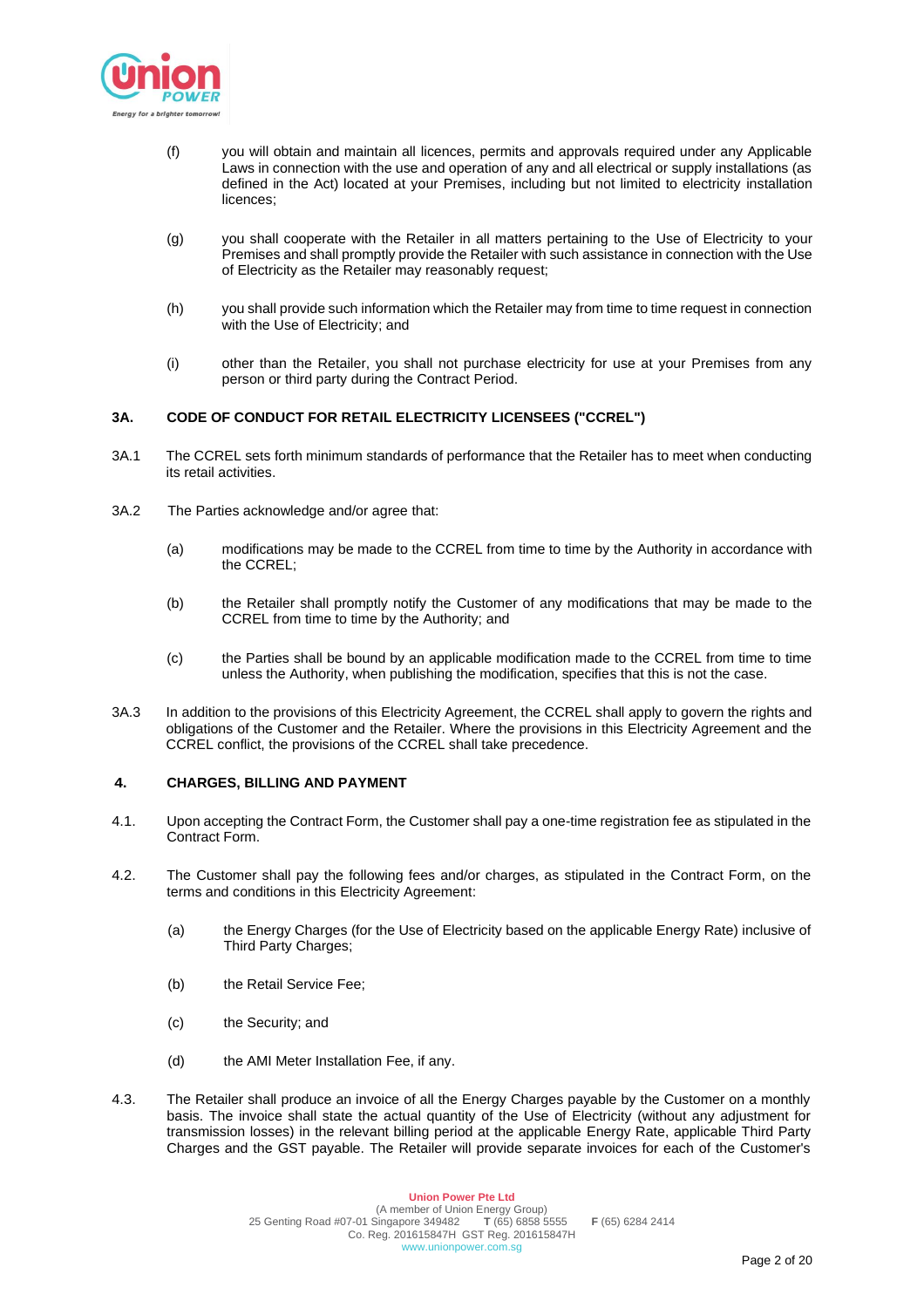(f) you will obtain and maintain all licences, permits and approvals required under any Applicable Laws in connection with the use and operation of any and all electrical or supply installations (as defined in the Act) located at your Premises, including but not limited to electricity installation licences;

(g) you shall cooperate with the Retailer in all matters pertaining to the Use of Electricity to your Premises and shall promptly provide the Retailer with such assistance in connection with the Use of Electricity as the Retailer may reasonably request;

(h) you shall provide such information which the Retailer may from time to time request in connection with the Use of Electricity; and

(i) other than the Retailer, you shall not purchase electricity for use at your Premises from any person or third party during the Contract Period.

## 3A. CODE OF CONDUCT FOR RETAIL ELECTRICITY LICENSEES ("CCREL")

3A.1 The CCREL sets forth minimum standards of performance that the Retailer has to meet when conducting its retail activities.

3A.2 The Parties acknowledge and/or agree that:

(a) modifications may be made to the CCREL from time to time by the Authority in accordance with the CCREL;

(b) the Retailer shall promptly notify the Customer of any modifications that may be made to the CCREL from time to time by the Authority; and

(c) the Parties shall be bound by an applicable modification made to the CCREL from time to time unless the Authority, when publishing the modification, specifies that this is not the case.

3A.3 In addition to the provisions of this Electricity Agreement, the CCREL shall apply to govern the rights and obligations of the Customer and the Retailer. Where the provisions in this Electricity Agreement and the CCREL conflict, the provisions of the CCREL shall take precedence.

## 4. CHARGES, BILLING AND PAYMENT

4.1. Upon accepting the Contract Form, the Customer shall pay a one-time registration fee as stipulated in the Contract Form.

4.2. The Customer shall pay the following fees and/or charges, as stipulated in the Contract Form, on the terms and conditions in this Electricity Agreement:

(a) the Energy Charges (for the Use of Electricity based on the applicable Energy Rate) inclusive of Third Party Charges;

(b) the Retail Service Fee;

(c) the Security; and

(d) the AMI Meter Installation Fee, if any.

4.3. The Retailer shall produce an invoice of all the Energy Charges payable by the Customer on a monthly basis. The invoice shall state the actual quantity of the Use of Electricity (without any adjustment for transmission losses) in the relevant billing period at the applicable Energy Rate, applicable Third Party Charges and the GST payable. The Retailer will provide separate invoices for each of the Customer's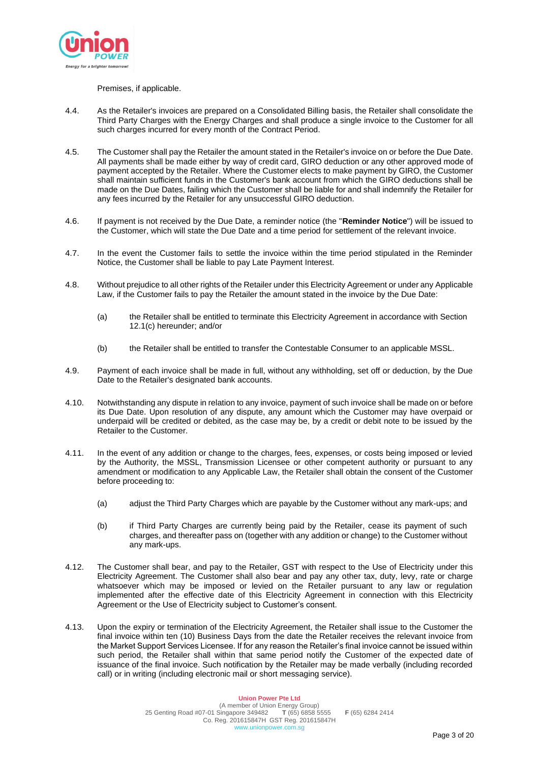Premises, if applicable.

4.4. As the Retailer's invoices are prepared on a Consolidated Billing basis, the Retailer shall consolidate the Third Party Charges with the Energy Charges and shall produce a single invoice to the Customer for all such charges incurred for every month of the Contract Period.

4.5. The Customer shall pay the Retailer the amount stated in the Retailer's invoice on or before the Due Date. All payments shall be made either by way of credit card, GIRO deduction or any other approved mode of payment accepted by the Retailer. Where the Customer elects to make payment by GIRO, the Customer shall maintain sufficient funds in the Customer's bank account from which the GIRO deductions shall be made on the Due Dates, failing which the Customer shall be liable for and shall indemnify the Retailer for any fees incurred by the Retailer for any unsuccessful GIRO deduction.

4.6. If payment is not received by the Due Date, a reminder notice (the "**Reminder Notice**") will be issued to the Customer, which will state the Due Date and a time period for settlement of the relevant invoice.

4.7. In the event the Customer fails to settle the invoice within the time period stipulated in the Reminder Notice, the Customer shall be liable to pay Late Payment Interest.

4.8. Without prejudice to all other rights of the Retailer under this Electricity Agreement or under any Applicable Law, if the Customer fails to pay the Retailer the amount stated in the invoice by the Due Date:

(a) the Retailer shall be entitled to terminate this Electricity Agreement in accordance with Section 12.1(c) hereunder; and/or

(b) the Retailer shall be entitled to transfer the Contestable Consumer to an applicable MSSL.

4.9. Payment of each invoice shall be made in full, without any withholding, set off or deduction, by the Due Date to the Retailer's designated bank accounts.

4.10. Notwithstanding any dispute in relation to any invoice, payment of such invoice shall be made on or before its Due Date. Upon resolution of any dispute, any amount which the Customer may have overpaid or underpaid will be credited or debited, as the case may be, by a credit or debit note to be issued by the Retailer to the Customer.

4.11. In the event of any addition or change to the charges, fees, expenses, or costs being imposed or levied by the Authority, the MSSL, Transmission Licensee or other competent authority or pursuant to any amendment or modification to any Applicable Law, the Retailer shall obtain the consent of the Customer before proceeding to:

(a) adjust the Third Party Charges which are payable by the Customer without any mark-ups; and

(b) if Third Party Charges are currently being paid by the Retailer, cease its payment of such charges, and thereafter pass on (together with any addition or change) to the Customer without any mark-ups.

4.12. The Customer shall bear, and pay to the Retailer, GST with respect to the Use of Electricity under this Electricity Agreement. The Customer shall also bear and pay any other tax, duty, levy, rate or charge whatsoever which may be imposed or levied on the Retailer pursuant to any law or regulation implemented after the effective date of this Electricity Agreement in connection with this Electricity Agreement or the Use of Electricity subject to Customer's consent.

4.13. Upon the expiry or termination of the Electricity Agreement, the Retailer shall issue to the Customer the final invoice within ten (10) Business Days from the date the Retailer receives the relevant invoice from the Market Support Services Licensee. If for any reason the Retailer's final invoice cannot be issued within such period, the Retailer shall within that same period notify the Customer of the expected date of issuance of the final invoice. Such notification by the Retailer may be made verbally (including recorded call) or in writing (including electronic mail or short messaging service).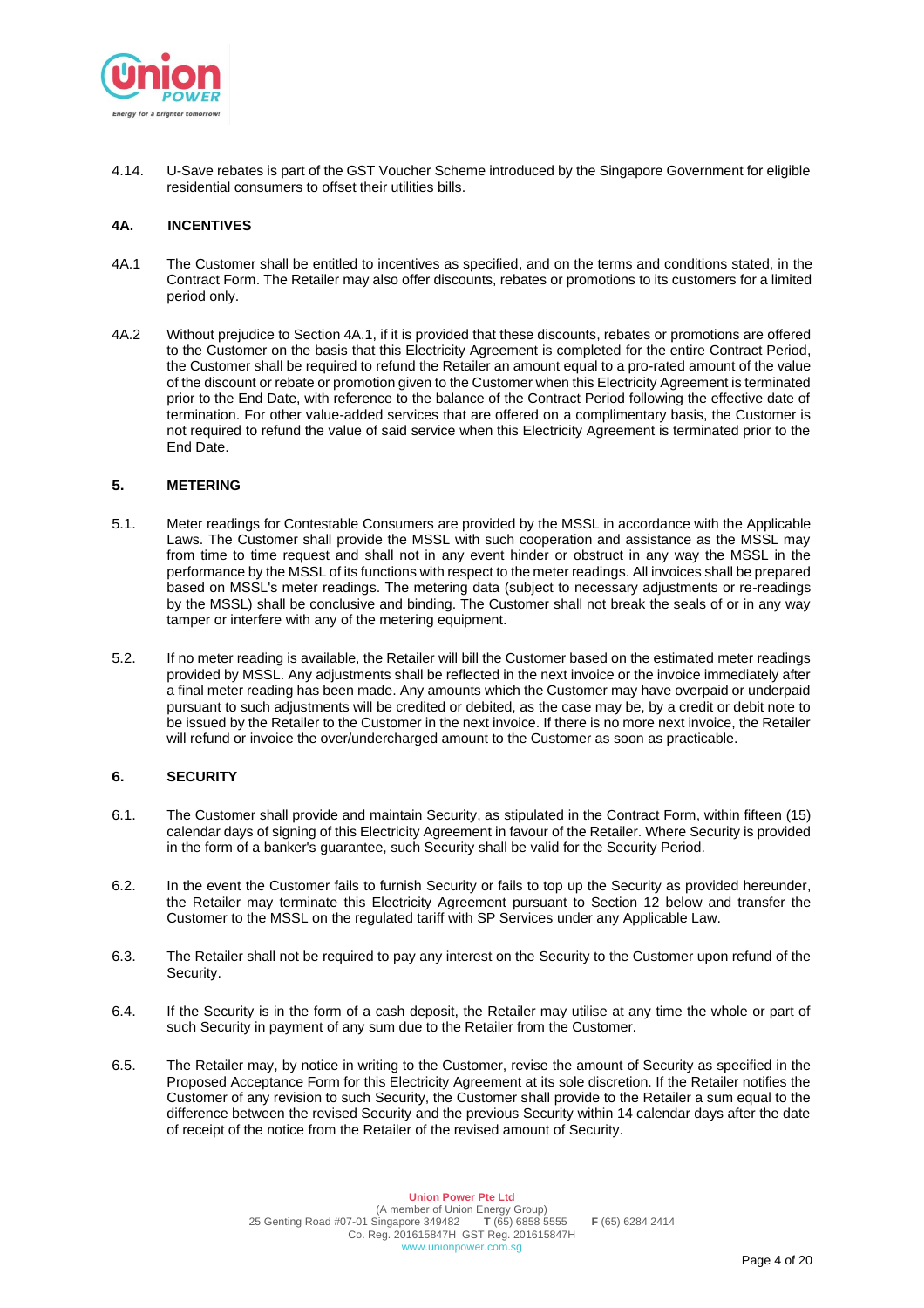4.14. U-Save rebates is part of the GST Voucher Scheme introduced by the Singapore Government for eligible residential consumers to offset their utilities bills.

## 4A. INCENTIVES

4A.1 The Customer shall be entitled to incentives as specified, and on the terms and conditions stated, in the Contract Form. The Retailer may also offer discounts, rebates or promotions to its customers for a limited period only.

4A.2 Without prejudice to Section 4A.1, if it is provided that these discounts, rebates or promotions are offered to the Customer on the basis that this Electricity Agreement is completed for the entire Contract Period, the Customer shall be required to refund the Retailer an amount equal to a pro-rated amount of the value of the discount or rebate or promotion given to the Customer when this Electricity Agreement is terminated prior to the End Date, with reference to the balance of the Contract Period following the effective date of termination. For other value-added services that are offered on a complimentary basis, the Customer is not required to refund the value of said service when this Electricity Agreement is terminated prior to the End Date.

## 5. METERING

5.1. Meter readings for Contestable Consumers are provided by the MSSL in accordance with the Applicable Laws. The Customer shall provide the MSSL with such cooperation and assistance as the MSSL may from time to time request and shall not in any event hinder or obstruct in any way the MSSL in the performance by the MSSL of its functions with respect to the meter readings. All invoices shall be prepared based on MSSL's meter readings. The metering data (subject to necessary adjustments or re-readings by the MSSL) shall be conclusive and binding. The Customer shall not break the seals of or in any way tamper or interfere with any of the metering equipment.

5.2. If no meter reading is available, the Retailer will bill the Customer based on the estimated meter readings provided by MSSL. Any adjustments shall be reflected in the next invoice or the invoice immediately after a final meter reading has been made. Any amounts which the Customer may have overpaid or underpaid pursuant to such adjustments will be credited or debited, as the case may be, by a credit or debit note to be issued by the Retailer to the Customer in the next invoice. If there is no more next invoice, the Retailer will refund or invoice the over/undercharged amount to the Customer as soon as practicable.

## 6. SECURITY

6.1. The Customer shall provide and maintain Security, as stipulated in the Contract Form, within fifteen (15) calendar days of signing of this Electricity Agreement in favour of the Retailer. Where Security is provided in the form of a banker's guarantee, such Security shall be valid for the Security Period.

6.2. In the event the Customer fails to furnish Security or fails to top up the Security as provided hereunder, the Retailer may terminate this Electricity Agreement pursuant to Section 12 below and transfer the Customer to the MSSL on the regulated tariff with SP Services under any Applicable Law.

6.3. The Retailer shall not be required to pay any interest on the Security to the Customer upon refund of the Security.

6.4. If the Security is in the form of a cash deposit, the Retailer may utilise at any time the whole or part of such Security in payment of any sum due to the Retailer from the Customer.

6.5. The Retailer may, by notice in writing to the Customer, revise the amount of Security as specified in the Proposed Acceptance Form for this Electricity Agreement at its sole discretion. If the Retailer notifies the Customer of any revision to such Security, the Customer shall provide to the Retailer a sum equal to the difference between the revised Security and the previous Security within 14 calendar days after the date of receipt of the notice from the Retailer of the revised amount of Security.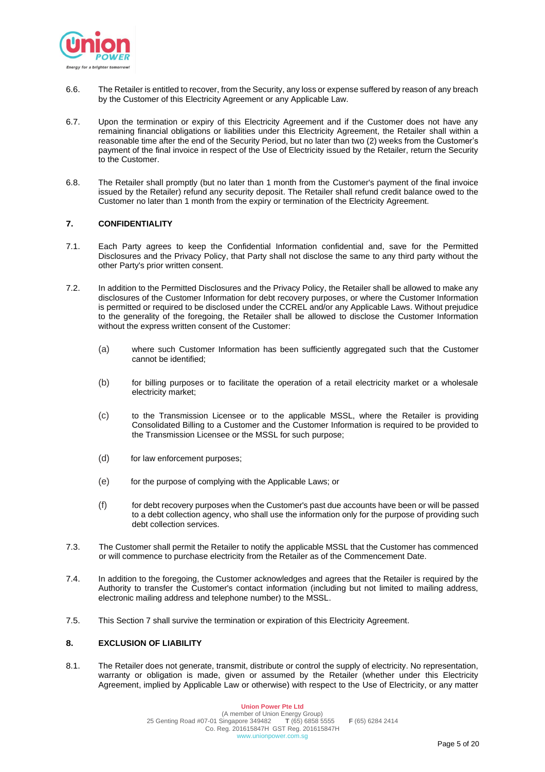6.6. The Retailer is entitled to recover, from the Security, any loss or expense suffered by reason of any breach by the Customer of this Electricity Agreement or any Applicable Law.

6.7. Upon the termination or expiry of this Electricity Agreement and if the Customer does not have any remaining financial obligations or liabilities under this Electricity Agreement, the Retailer shall within a reasonable time after the end of the Security Period, but no later than two (2) weeks from the Customer's payment of the final invoice in respect of the Use of Electricity issued by the Retailer, return the Security to the Customer.

6.8. The Retailer shall promptly (but no later than 1 month from the Customer's payment of the final invoice issued by the Retailer) refund any security deposit. The Retailer shall refund credit balance owed to the Customer no later than 1 month from the expiry or termination of the Electricity Agreement.

## 7. CONFIDENTIALITY

7.1. Each Party agrees to keep the Confidential Information confidential and, save for the Permitted Disclosures and the Privacy Policy, that Party shall not disclose the same to any third party without the other Party's prior written consent.

7.2. In addition to the Permitted Disclosures and the Privacy Policy, the Retailer shall be allowed to make any disclosures of the Customer Information for debt recovery purposes, or where the Customer Information is permitted or required to be disclosed under the CCREL and/or any Applicable Laws. Without prejudice to the generality of the foregoing, the Retailer shall be allowed to disclose the Customer Information without the express written consent of the Customer:

(a) where such Customer Information has been sufficiently aggregated such that the Customer cannot be identified;

(b) for billing purposes or to facilitate the operation of a retail electricity market or a wholesale electricity market;

(c) to the Transmission Licensee or to the applicable MSSL, where the Retailer is providing Consolidated Billing to a Customer and the Customer Information is required to be provided to the Transmission Licensee or the MSSL for such purpose;

(d) for law enforcement purposes;

(e) for the purpose of complying with the Applicable Laws; or

(f) for debt recovery purposes when the Customer's past due accounts have been or will be passed to a debt collection agency, who shall use the information only for the purpose of providing such debt collection services.

7.3. The Customer shall permit the Retailer to notify the applicable MSSL that the Customer has commenced or will commence to purchase electricity from the Retailer as of the Commencement Date.

7.4. In addition to the foregoing, the Customer acknowledges and agrees that the Retailer is required by the Authority to transfer the Customer's contact information (including but not limited to mailing address, electronic mailing address and telephone number) to the MSSL.

7.5. This Section 7 shall survive the termination or expiration of this Electricity Agreement.

## 8. EXCLUSION OF LIABILITY

8.1. The Retailer does not generate, transmit, distribute or control the supply of electricity. No representation, warranty or obligation is made, given or assumed by the Retailer (whether under this Electricity Agreement, implied by Applicable Law or otherwise) with respect to the Use of Electricity, or any matter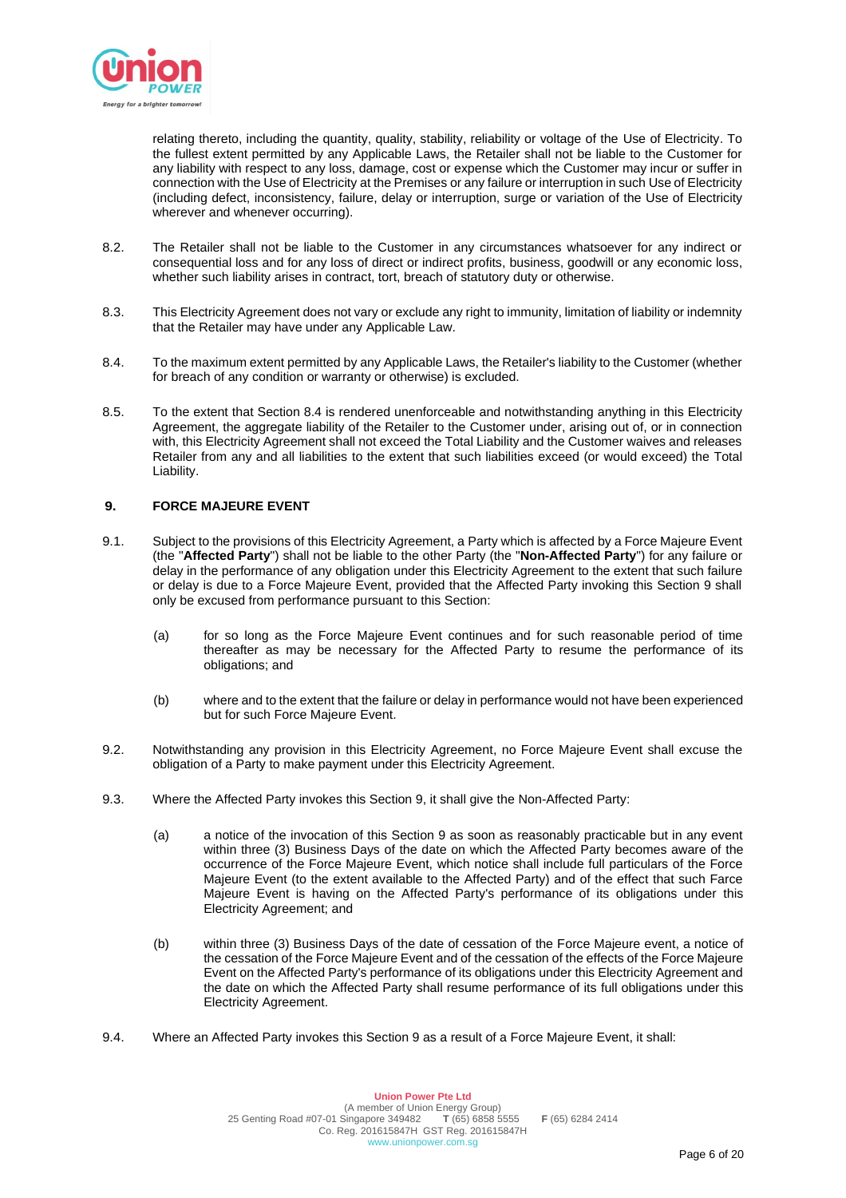relating thereto, including the quantity, quality, stability, reliability or voltage of the Use of Electricity. To the fullest extent permitted by any Applicable Laws, the Retailer shall not be liable to the Customer for any liability with respect to any loss, damage, cost or expense which the Customer may incur or suffer in connection with the Use of Electricity at the Premises or any failure or interruption in such Use of Electricity (including defect, inconsistency, failure, delay or interruption, surge or variation of the Use of Electricity wherever and whenever occurring).

8.2. The Retailer shall not be liable to the Customer in any circumstances whatsoever for any indirect or consequential loss and for any loss of direct or indirect profits, business, goodwill or any economic loss, whether such liability arises in contract, tort, breach of statutory duty or otherwise.

8.3. This Electricity Agreement does not vary or exclude any right to immunity, limitation of liability or indemnity that the Retailer may have under any Applicable Law.

8.4. To the maximum extent permitted by any Applicable Laws, the Retailer's liability to the Customer (whether for breach of any condition or warranty or otherwise) is excluded.

8.5. To the extent that Section 8.4 is rendered unenforceable and notwithstanding anything in this Electricity Agreement, the aggregate liability of the Retailer to the Customer under, arising out of, or in connection with, this Electricity Agreement shall not exceed the Total Liability and the Customer waives and releases Retailer from any and all liabilities to the extent that such liabilities exceed (or would exceed) the Total Liability.

## 9. FORCE MAJEURE EVENT

9.1. Subject to the provisions of this Electricity Agreement, a Party which is affected by a Force Majeure Event (the "**Affected Party**") shall not be liable to the other Party (the "**Non-Affected Party**") for any failure or delay in the performance of any obligation under this Electricity Agreement to the extent that such failure or delay is due to a Force Majeure Event, provided that the Affected Party invoking this Section 9 shall only be excused from performance pursuant to this Section:

(a) for so long as the Force Majeure Event continues and for such reasonable period of time thereafter as may be necessary for the Affected Party to resume the performance of its obligations; and

(b) where and to the extent that the failure or delay in performance would not have been experienced but for such Force Majeure Event.

9.2. Notwithstanding any provision in this Electricity Agreement, no Force Majeure Event shall excuse the obligation of a Party to make payment under this Electricity Agreement.

9.3. Where the Affected Party invokes this Section 9, it shall give the Non-Affected Party:

(a) a notice of the invocation of this Section 9 as soon as reasonably practicable but in any event within three (3) Business Days of the date on which the Affected Party becomes aware of the occurrence of the Force Majeure Event, which notice shall include full particulars of the Force Majeure Event (to the extent available to the Affected Party) and of the effect that such Farce Majeure Event is having on the Affected Party's performance of its obligations under this Electricity Agreement; and

(b) within three (3) Business Days of the date of cessation of the Force Majeure event, a notice of the cessation of the Force Majeure Event and of the cessation of the effects of the Force Majeure Event on the Affected Party's performance of its obligations under this Electricity Agreement and the date on which the Affected Party shall resume performance of its full obligations under this Electricity Agreement.

9.4. Where an Affected Party invokes this Section 9 as a result of a Force Majeure Event, it shall: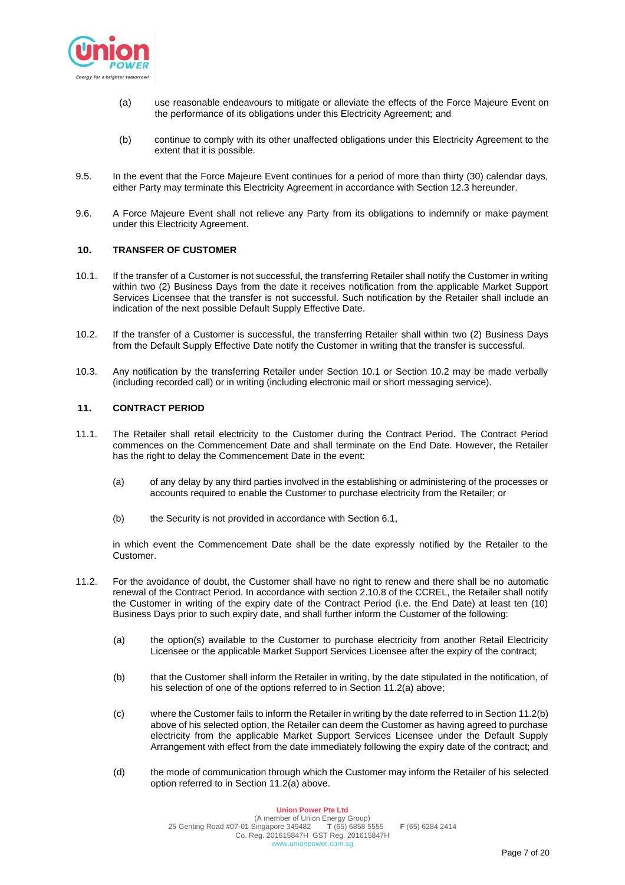(a) use reasonable endeavours to mitigate or alleviate the effects of the Force Majeure Event on the performance of its obligations under this Electricity Agreement; and

(b) continue to comply with its other unaffected obligations under this Electricity Agreement to the extent that it is possible.

9.5. In the event that the Force Majeure Event continues for a period of more than thirty (30) calendar days, either Party may terminate this Electricity Agreement in accordance with Section 12.3 hereunder.

9.6. A Force Majeure Event shall not relieve any Party from its obligations to indemnify or make payment under this Electricity Agreement.

**10. TRANSFER OF CUSTOMER**

10.1. If the transfer of a Customer is not successful, the transferring Retailer shall notify the Customer in writing within two (2) Business Days from the date it receives notification from the applicable Market Support Services Licensee that the transfer is not successful. Such notification by the Retailer shall include an indication of the next possible Default Supply Effective Date.

10.2. If the transfer of a Customer is successful, the transferring Retailer shall within two (2) Business Days from the Default Supply Effective Date notify the Customer in writing that the transfer is successful.

10.3. Any notification by the transferring Retailer under Section 10.1 or Section 10.2 may be made verbally (including recorded call) or in writing (including electronic mail or short messaging service).

**11. CONTRACT PERIOD**

11.1. The Retailer shall retail electricity to the Customer during the Contract Period. The Contract Period commences on the Commencement Date and shall terminate on the End Date. However, the Retailer has the right to delay the Commencement Date in the event:

(a) of any delay by any third parties involved in the establishing or administering of the processes or accounts required to enable the Customer to purchase electricity from the Retailer; or

(b) the Security is not provided in accordance with Section 6.1,

in which event the Commencement Date shall be the date expressly notified by the Retailer to the Customer.

11.2. For the avoidance of doubt, the Customer shall have no right to renew and there shall be no automatic renewal of the Contract Period. In accordance with section 2.10.8 of the CCREL, the Retailer shall notify the Customer in writing of the expiry date of the Contract Period (i.e. the End Date) at least ten (10) Business Days prior to such expiry date, and shall further inform the Customer of the following:

(a) the option(s) available to the Customer to purchase electricity from another Retail Electricity Licensee or the applicable Market Support Services Licensee after the expiry of the contract;

(b) that the Customer shall inform the Retailer in writing, by the date stipulated in the notification, of his selection of one of the options referred to in Section 11.2(a) above;

(c) where the Customer fails to inform the Retailer in writing by the date referred to in Section 11.2(b) above of his selected option, the Retailer can deem the Customer as having agreed to purchase electricity from the applicable Market Support Services Licensee under the Default Supply Arrangement with effect from the date immediately following the expiry date of the contract; and

(d) the mode of communication through which the Customer may inform the Retailer of his selected option referred to in Section 11.2(a) above.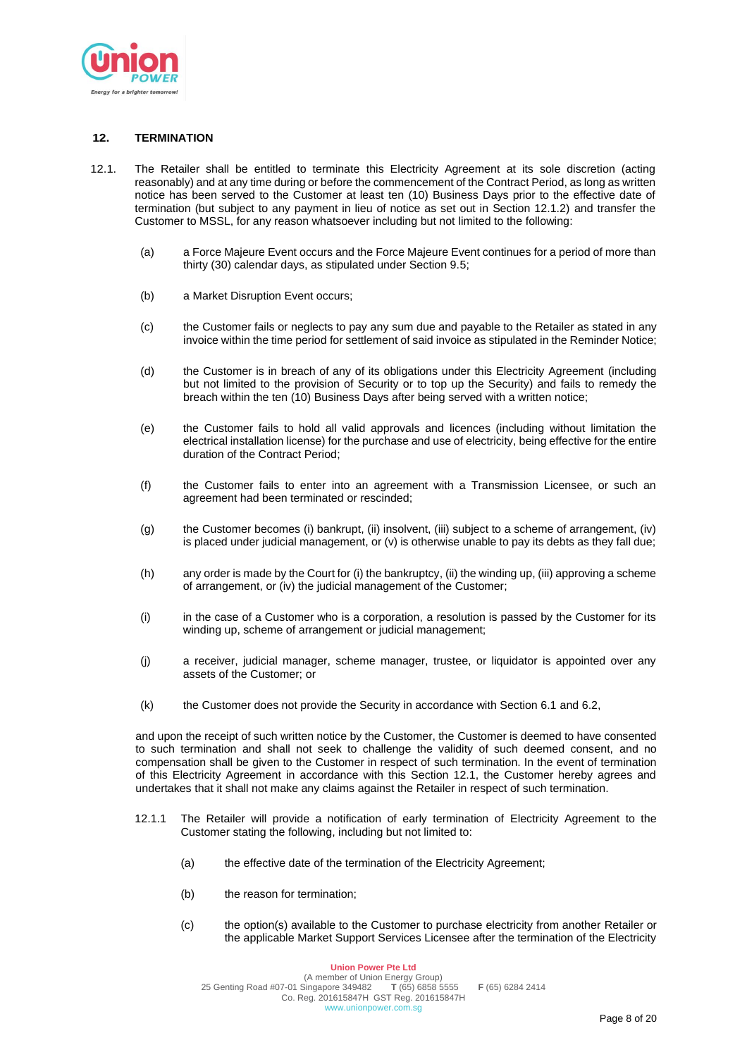## 12. TERMINATION

12.1. The Retailer shall be entitled to terminate this Electricity Agreement at its sole discretion (acting reasonably) and at any time during or before the commencement of the Contract Period, as long as written notice has been served to the Customer at least ten (10) Business Days prior to the effective date of termination (but subject to any payment in lieu of notice as set out in Section 12.1.2) and transfer the Customer to MSSL, for any reason whatsoever including but not limited to the following:

(a) a Force Majeure Event occurs and the Force Majeure Event continues for a period of more than thirty (30) calendar days, as stipulated under Section 9.5;

(b) a Market Disruption Event occurs;

(c) the Customer fails or neglects to pay any sum due and payable to the Retailer as stated in any invoice within the time period for settlement of said invoice as stipulated in the Reminder Notice;

(d) the Customer is in breach of any of its obligations under this Electricity Agreement (including but not limited to the provision of Security or to top up the Security) and fails to remedy the breach within the ten (10) Business Days after being served with a written notice;

(e) the Customer fails to hold all valid approvals and licences (including without limitation the electrical installation license) for the purchase and use of electricity, being effective for the entire duration of the Contract Period;

(f) the Customer fails to enter into an agreement with a Transmission Licensee, or such an agreement had been terminated or rescinded;

(g) the Customer becomes (i) bankrupt, (ii) insolvent, (iii) subject to a scheme of arrangement, (iv) is placed under judicial management, or (v) is otherwise unable to pay its debts as they fall due;

(h) any order is made by the Court for (i) the bankruptcy, (ii) the winding up, (iii) approving a scheme of arrangement, or (iv) the judicial management of the Customer;

(i) in the case of a Customer who is a corporation, a resolution is passed by the Customer for its winding up, scheme of arrangement or judicial management;

(j) a receiver, judicial manager, scheme manager, trustee, or liquidator is appointed over any assets of the Customer; or

(k) the Customer does not provide the Security in accordance with Section 6.1 and 6.2,

and upon the receipt of such written notice by the Customer, the Customer is deemed to have consented to such termination and shall not seek to challenge the validity of such deemed consent, and no compensation shall be given to the Customer in respect of such termination. In the event of termination of this Electricity Agreement in accordance with this Section 12.1, the Customer hereby agrees and undertakes that it shall not make any claims against the Retailer in respect of such termination.

12.1.1 The Retailer will provide a notification of early termination of Electricity Agreement to the Customer stating the following, including but not limited to:

(a) the effective date of the termination of the Electricity Agreement;

(b) the reason for termination;

(c) the option(s) available to the Customer to purchase electricity from another Retailer or the applicable Market Support Services Licensee after the termination of the Electricity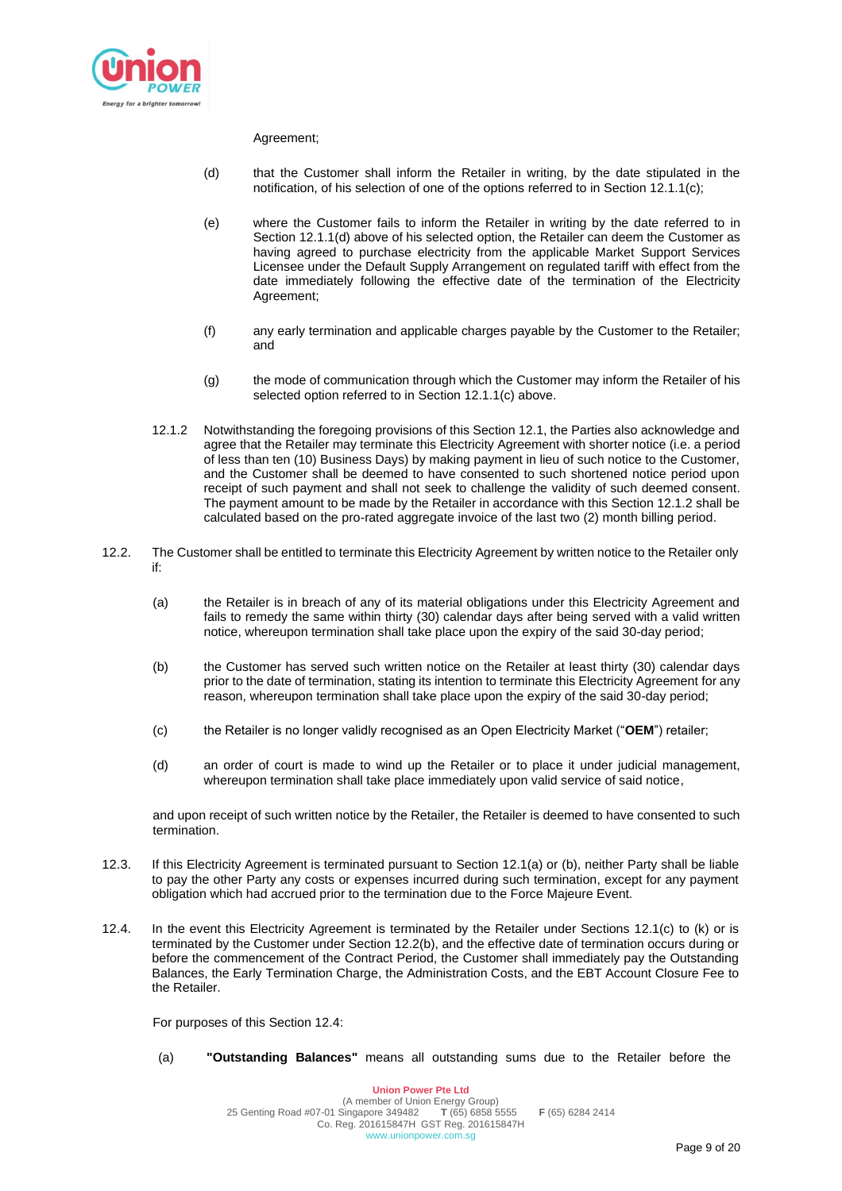Agreement;

(d) that the Customer shall inform the Retailer in writing, by the date stipulated in the notification, of his selection of one of the options referred to in Section 12.1.1(c);

(e) where the Customer fails to inform the Retailer in writing by the date referred to in Section 12.1.1(d) above of his selected option, the Retailer can deem the Customer as having agreed to purchase electricity from the applicable Market Support Services Licensee under the Default Supply Arrangement on regulated tariff with effect from the date immediately following the effective date of the termination of the Electricity Agreement;

(f) any early termination and applicable charges payable by the Customer to the Retailer; and

(g) the mode of communication through which the Customer may inform the Retailer of his selected option referred to in Section 12.1.1(c) above.

12.1.2 Notwithstanding the foregoing provisions of this Section 12.1, the Parties also acknowledge and agree that the Retailer may terminate this Electricity Agreement with shorter notice (i.e. a period of less than ten (10) Business Days) by making payment in lieu of such notice to the Customer, and the Customer shall be deemed to have consented to such shortened notice period upon receipt of such payment and shall not seek to challenge the validity of such deemed consent. The payment amount to be made by the Retailer in accordance with this Section 12.1.2 shall be calculated based on the pro-rated aggregate invoice of the last two (2) month billing period.

12.2. The Customer shall be entitled to terminate this Electricity Agreement by written notice to the Retailer only if:

(a) the Retailer is in breach of any of its material obligations under this Electricity Agreement and fails to remedy the same within thirty (30) calendar days after being served with a valid written notice, whereupon termination shall take place upon the expiry of the said 30-day period;

(b) the Customer has served such written notice on the Retailer at least thirty (30) calendar days prior to the date of termination, stating its intention to terminate this Electricity Agreement for any reason, whereupon termination shall take place upon the expiry of the said 30-day period;

(c) the Retailer is no longer validly recognised as an Open Electricity Market ("**OEM**") retailer;

(d) an order of court is made to wind up the Retailer or to place it under judicial management, whereupon termination shall take place immediately upon valid service of said notice,

and upon receipt of such written notice by the Retailer, the Retailer is deemed to have consented to such termination.

12.3. If this Electricity Agreement is terminated pursuant to Section 12.1(a) or (b), neither Party shall be liable to pay the other Party any costs or expenses incurred during such termination, except for any payment obligation which had accrued prior to the termination due to the Force Majeure Event.

12.4. In the event this Electricity Agreement is terminated by the Retailer under Sections 12.1(c) to (k) or is terminated by the Customer under Section 12.2(b), and the effective date of termination occurs during or before the commencement of the Contract Period, the Customer shall immediately pay the Outstanding Balances, the Early Termination Charge, the Administration Costs, and the EBT Account Closure Fee to the Retailer.

For purposes of this Section 12.4:

(a) **"Outstanding Balances"** means all outstanding sums due to the Retailer before the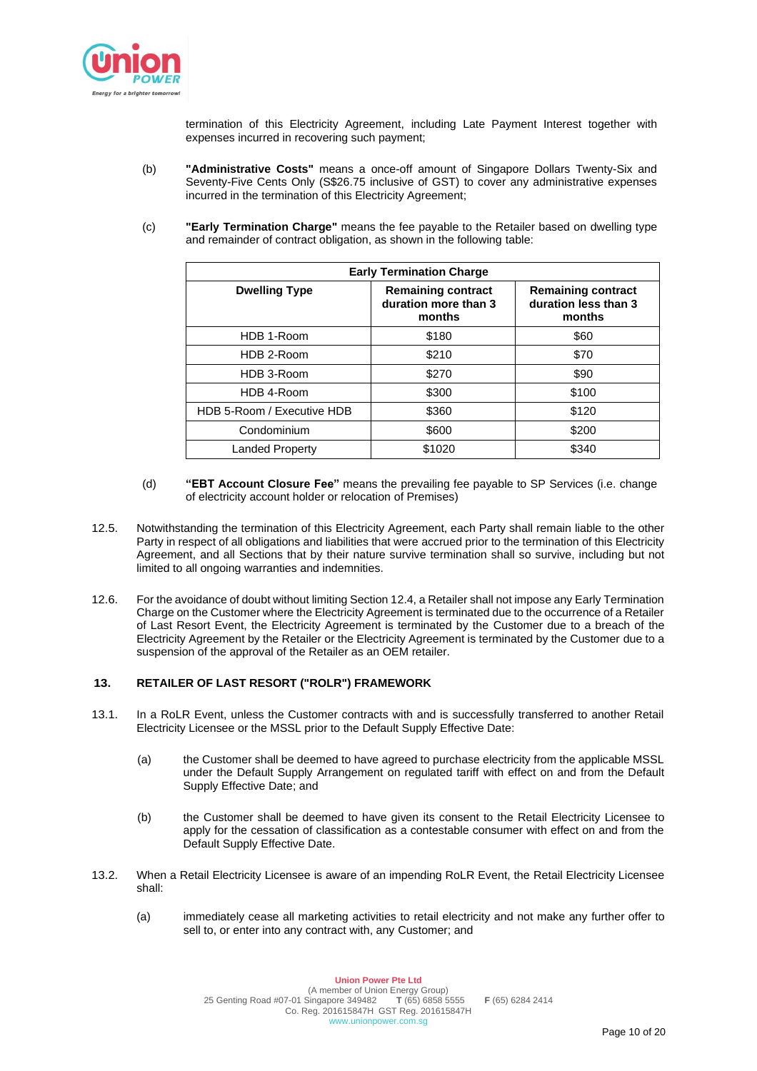termination of this Electricity Agreement, including Late Payment Interest together with expenses incurred in recovering such payment;

(b) **"Administrative Costs"** means a once-off amount of Singapore Dollars Twenty-Six and Seventy-Five Cents Only (S$26.75 inclusive of GST) to cover any administrative expenses incurred in the termination of this Electricity Agreement;

(c) **"Early Termination Charge"** means the fee payable to the Retailer based on dwelling type and remainder of contract obligation, as shown in the following table:

| **Early Termination Charge** | | |
|---|---|---|
| **Dwelling Type** | **Remaining contract duration more than 3 months** | **Remaining contract duration less than 3 months** |
| HDB 1-Room | $180 | $60 |
| HDB 2-Room | $210 | $70 |
| HDB 3-Room | $270 | $90 |
| HDB 4-Room | $300 | $100 |
| HDB 5-Room / Executive HDB | $360 | $120 |
| Condominium | $600 | $200 |
| Landed Property | $1020 | $340 |

(d) **"EBT Account Closure Fee"** means the prevailing fee payable to SP Services (i.e. change of electricity account holder or relocation of Premises)

12.5. Notwithstanding the termination of this Electricity Agreement, each Party shall remain liable to the other Party in respect of all obligations and liabilities that were accrued prior to the termination of this Electricity Agreement, and all Sections that by their nature survive termination shall so survive, including but not limited to all ongoing warranties and indemnities.

12.6. For the avoidance of doubt without limiting Section 12.4, a Retailer shall not impose any Early Termination Charge on the Customer where the Electricity Agreement is terminated due to the occurrence of a Retailer of Last Resort Event, the Electricity Agreement is terminated by the Customer due to a breach of the Electricity Agreement by the Retailer or the Electricity Agreement is terminated by the Customer due to a suspension of the approval of the Retailer as an OEM retailer.

## 13. RETAILER OF LAST RESORT ("ROLR") FRAMEWORK

13.1. In a RoLR Event, unless the Customer contracts with and is successfully transferred to another Retail Electricity Licensee or the MSSL prior to the Default Supply Effective Date:

(a) the Customer shall be deemed to have agreed to purchase electricity from the applicable MSSL under the Default Supply Arrangement on regulated tariff with effect on and from the Default Supply Effective Date; and

(b) the Customer shall be deemed to have given its consent to the Retail Electricity Licensee to apply for the cessation of classification as a contestable consumer with effect on and from the Default Supply Effective Date.

13.2. When a Retail Electricity Licensee is aware of an impending RoLR Event, the Retail Electricity Licensee shall:

(a) immediately cease all marketing activities to retail electricity and not make any further offer to sell to, or enter into any contract with, any Customer; and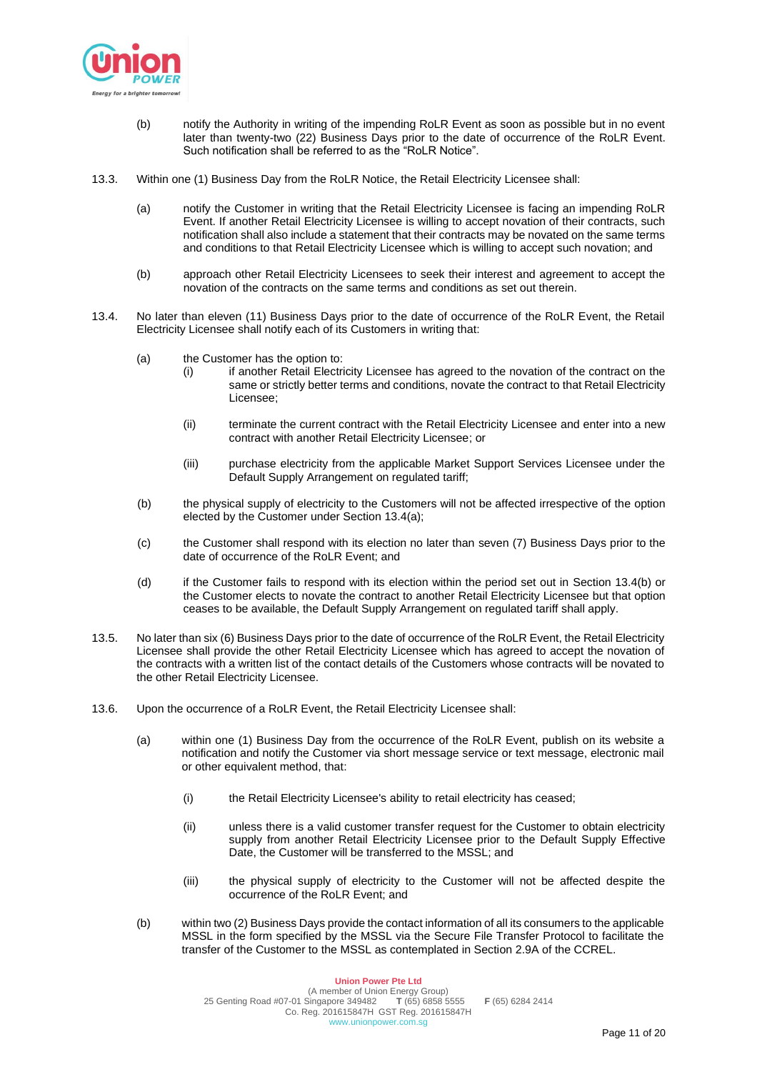(b) notify the Authority in writing of the impending RoLR Event as soon as possible but in no event later than twenty-two (22) Business Days prior to the date of occurrence of the RoLR Event. Such notification shall be referred to as the "RoLR Notice".

13.3. Within one (1) Business Day from the RoLR Notice, the Retail Electricity Licensee shall:

(a) notify the Customer in writing that the Retail Electricity Licensee is facing an impending RoLR Event. If another Retail Electricity Licensee is willing to accept novation of their contracts, such notification shall also include a statement that their contracts may be novated on the same terms and conditions to that Retail Electricity Licensee which is willing to accept such novation; and

(b) approach other Retail Electricity Licensees to seek their interest and agreement to accept the novation of the contracts on the same terms and conditions as set out therein.

13.4. No later than eleven (11) Business Days prior to the date of occurrence of the RoLR Event, the Retail Electricity Licensee shall notify each of its Customers in writing that:

(a) the Customer has the option to:

(i) if another Retail Electricity Licensee has agreed to the novation of the contract on the same or strictly better terms and conditions, novate the contract to that Retail Electricity Licensee;

(ii) terminate the current contract with the Retail Electricity Licensee and enter into a new contract with another Retail Electricity Licensee; or

(iii) purchase electricity from the applicable Market Support Services Licensee under the Default Supply Arrangement on regulated tariff;

(b) the physical supply of electricity to the Customers will not be affected irrespective of the option elected by the Customer under Section 13.4(a);

(c) the Customer shall respond with its election no later than seven (7) Business Days prior to the date of occurrence of the RoLR Event; and

(d) if the Customer fails to respond with its election within the period set out in Section 13.4(b) or the Customer elects to novate the contract to another Retail Electricity Licensee but that option ceases to be available, the Default Supply Arrangement on regulated tariff shall apply.

13.5. No later than six (6) Business Days prior to the date of occurrence of the RoLR Event, the Retail Electricity Licensee shall provide the other Retail Electricity Licensee which has agreed to accept the novation of the contracts with a written list of the contact details of the Customers whose contracts will be novated to the other Retail Electricity Licensee.

13.6. Upon the occurrence of a RoLR Event, the Retail Electricity Licensee shall:

(a) within one (1) Business Day from the occurrence of the RoLR Event, publish on its website a notification and notify the Customer via short message service or text message, electronic mail or other equivalent method, that:

(i) the Retail Electricity Licensee's ability to retail electricity has ceased;

(ii) unless there is a valid customer transfer request for the Customer to obtain electricity supply from another Retail Electricity Licensee prior to the Default Supply Effective Date, the Customer will be transferred to the MSSL; and

(iii) the physical supply of electricity to the Customer will not be affected despite the occurrence of the RoLR Event; and

(b) within two (2) Business Days provide the contact information of all its consumers to the applicable MSSL in the form specified by the MSSL via the Secure File Transfer Protocol to facilitate the transfer of the Customer to the MSSL as contemplated in Section 2.9A of the CCREL.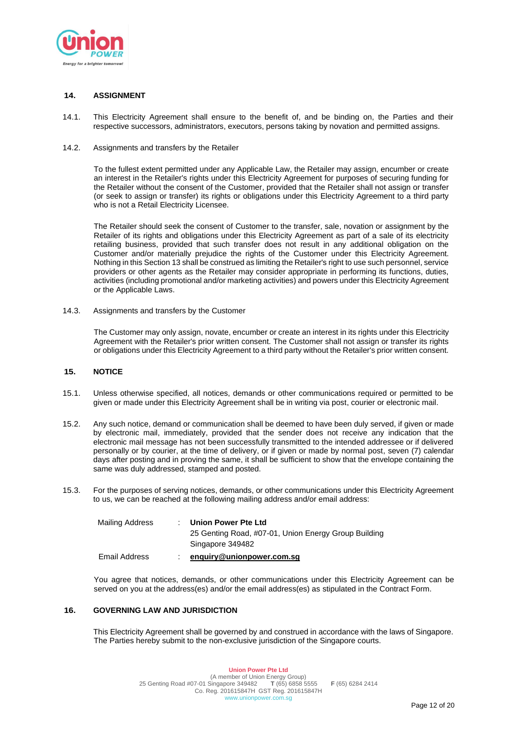## 14. ASSIGNMENT

14.1. This Electricity Agreement shall ensure to the benefit of, and be binding on, the Parties and their respective successors, administrators, executors, persons taking by novation and permitted assigns.

14.2. Assignments and transfers by the Retailer

To the fullest extent permitted under any Applicable Law, the Retailer may assign, encumber or create an interest in the Retailer's rights under this Electricity Agreement for purposes of securing funding for the Retailer without the consent of the Customer, provided that the Retailer shall not assign or transfer (or seek to assign or transfer) its rights or obligations under this Electricity Agreement to a third party who is not a Retail Electricity Licensee.

The Retailer should seek the consent of Customer to the transfer, sale, novation or assignment by the Retailer of its rights and obligations under this Electricity Agreement as part of a sale of its electricity retailing business, provided that such transfer does not result in any additional obligation on the Customer and/or materially prejudice the rights of the Customer under this Electricity Agreement. Nothing in this Section 13 shall be construed as limiting the Retailer's right to use such personnel, service providers or other agents as the Retailer may consider appropriate in performing its functions, duties, activities (including promotional and/or marketing activities) and powers under this Electricity Agreement or the Applicable Laws.

14.3. Assignments and transfers by the Customer

The Customer may only assign, novate, encumber or create an interest in its rights under this Electricity Agreement with the Retailer's prior written consent. The Customer shall not assign or transfer its rights or obligations under this Electricity Agreement to a third party without the Retailer's prior written consent.

## 15. NOTICE

15.1. Unless otherwise specified, all notices, demands or other communications required or permitted to be given or made under this Electricity Agreement shall be in writing via post, courier or electronic mail.

15.2. Any such notice, demand or communication shall be deemed to have been duly served, if given or made by electronic mail, immediately, provided that the sender does not receive any indication that the electronic mail message has not been successfully transmitted to the intended addressee or if delivered personally or by courier, at the time of delivery, or if given or made by normal post, seven (7) calendar days after posting and in proving the same, it shall be sufficient to show that the envelope containing the same was duly addressed, stamped and posted.

15.3. For the purposes of serving notices, demands, or other communications under this Electricity Agreement to us, we can be reached at the following mailing address and/or email address:

| | | |
|---|---|---|
| Mailing Address | : | **Union Power Pte Ltd**<br>25 Genting Road, #07-01, Union Energy Group Building<br>Singapore 349482 |
| Email Address | : | **enquiry@unionpower.com.sg** |

You agree that notices, demands, or other communications under this Electricity Agreement can be served on you at the address(es) and/or the email address(es) as stipulated in the Contract Form.

## 16. GOVERNING LAW AND JURISDICTION

This Electricity Agreement shall be governed by and construed in accordance with the laws of Singapore. The Parties hereby submit to the non-exclusive jurisdiction of the Singapore courts.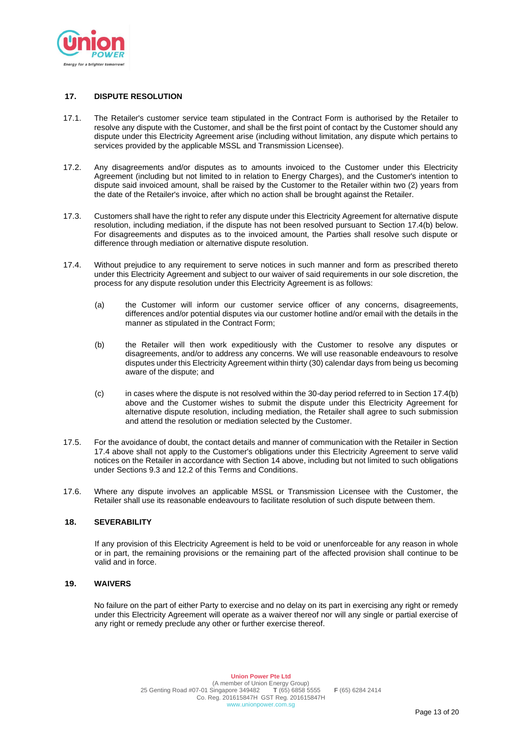## 17. DISPUTE RESOLUTION

17.1. The Retailer's customer service team stipulated in the Contract Form is authorised by the Retailer to resolve any dispute with the Customer, and shall be the first point of contact by the Customer should any dispute under this Electricity Agreement arise (including without limitation, any dispute which pertains to services provided by the applicable MSSL and Transmission Licensee).

17.2. Any disagreements and/or disputes as to amounts invoiced to the Customer under this Electricity Agreement (including but not limited to in relation to Energy Charges), and the Customer's intention to dispute said invoiced amount, shall be raised by the Customer to the Retailer within two (2) years from the date of the Retailer's invoice, after which no action shall be brought against the Retailer.

17.3. Customers shall have the right to refer any dispute under this Electricity Agreement for alternative dispute resolution, including mediation, if the dispute has not been resolved pursuant to Section 17.4(b) below. For disagreements and disputes as to the invoiced amount, the Parties shall resolve such dispute or difference through mediation or alternative dispute resolution.

17.4. Without prejudice to any requirement to serve notices in such manner and form as prescribed thereto under this Electricity Agreement and subject to our waiver of said requirements in our sole discretion, the process for any dispute resolution under this Electricity Agreement is as follows:

(a) the Customer will inform our customer service officer of any concerns, disagreements, differences and/or potential disputes via our customer hotline and/or email with the details in the manner as stipulated in the Contract Form;

(b) the Retailer will then work expeditiously with the Customer to resolve any disputes or disagreements, and/or to address any concerns. We will use reasonable endeavours to resolve disputes under this Electricity Agreement within thirty (30) calendar days from being us becoming aware of the dispute; and

(c) in cases where the dispute is not resolved within the 30-day period referred to in Section 17.4(b) above and the Customer wishes to submit the dispute under this Electricity Agreement for alternative dispute resolution, including mediation, the Retailer shall agree to such submission and attend the resolution or mediation selected by the Customer.

17.5. For the avoidance of doubt, the contact details and manner of communication with the Retailer in Section 17.4 above shall not apply to the Customer's obligations under this Electricity Agreement to serve valid notices on the Retailer in accordance with Section 14 above, including but not limited to such obligations under Sections 9.3 and 12.2 of this Terms and Conditions.

17.6. Where any dispute involves an applicable MSSL or Transmission Licensee with the Customer, the Retailer shall use its reasonable endeavours to facilitate resolution of such dispute between them.

## 18. SEVERABILITY

If any provision of this Electricity Agreement is held to be void or unenforceable for any reason in whole or in part, the remaining provisions or the remaining part of the affected provision shall continue to be valid and in force.

## 19. WAIVERS

No failure on the part of either Party to exercise and no delay on its part in exercising any right or remedy under this Electricity Agreement will operate as a waiver thereof nor will any single or partial exercise of any right or remedy preclude any other or further exercise thereof.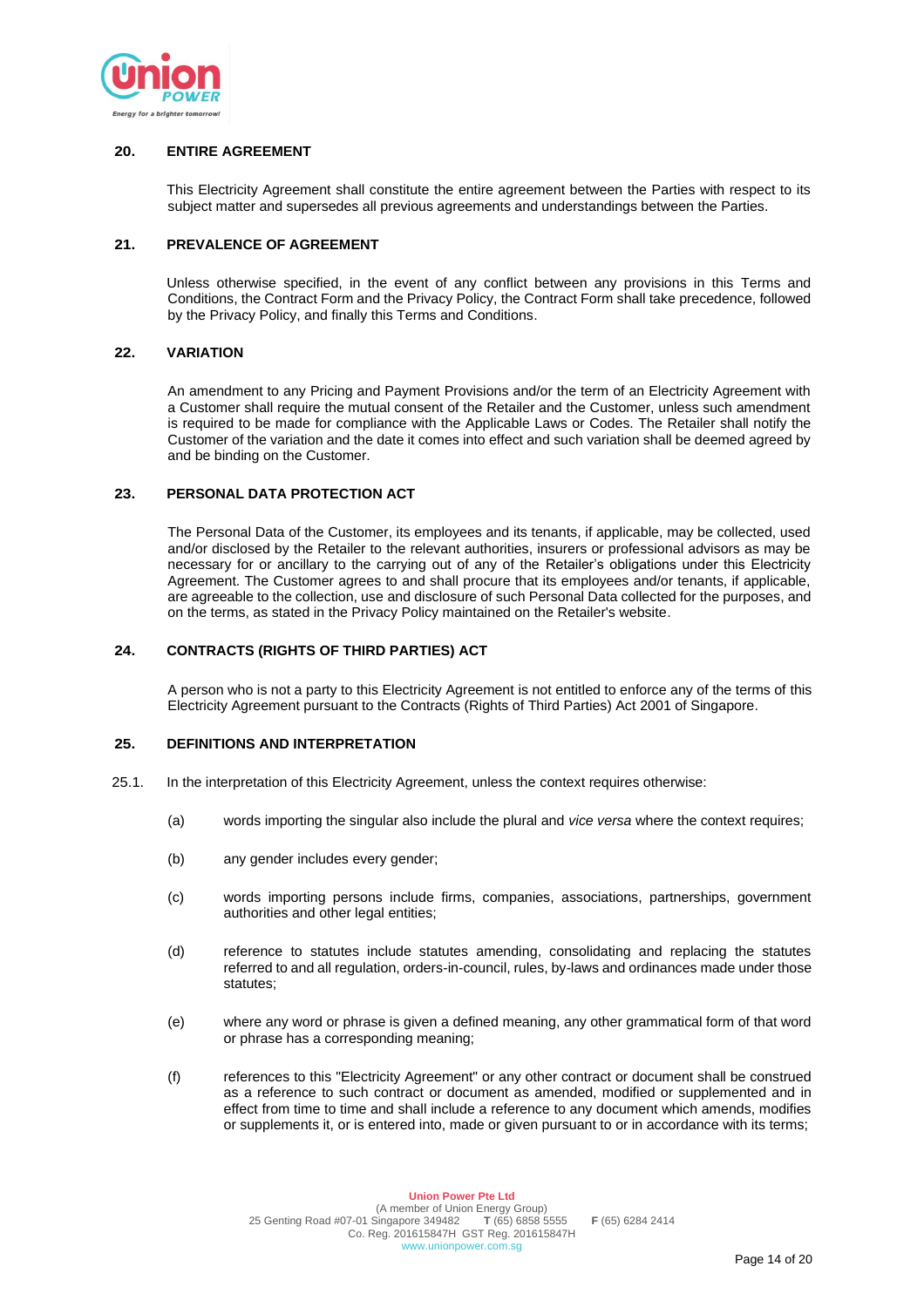## 20. ENTIRE AGREEMENT

This Electricity Agreement shall constitute the entire agreement between the Parties with respect to its subject matter and supersedes all previous agreements and understandings between the Parties.

## 21. PREVALENCE OF AGREEMENT

Unless otherwise specified, in the event of any conflict between any provisions in this Terms and Conditions, the Contract Form and the Privacy Policy, the Contract Form shall take precedence, followed by the Privacy Policy, and finally this Terms and Conditions.

## 22. VARIATION

An amendment to any Pricing and Payment Provisions and/or the term of an Electricity Agreement with a Customer shall require the mutual consent of the Retailer and the Customer, unless such amendment is required to be made for compliance with the Applicable Laws or Codes. The Retailer shall notify the Customer of the variation and the date it comes into effect and such variation shall be deemed agreed by and be binding on the Customer.

## 23. PERSONAL DATA PROTECTION ACT

The Personal Data of the Customer, its employees and its tenants, if applicable, may be collected, used and/or disclosed by the Retailer to the relevant authorities, insurers or professional advisors as may be necessary for or ancillary to the carrying out of any of the Retailer's obligations under this Electricity Agreement. The Customer agrees to and shall procure that its employees and/or tenants, if applicable, are agreeable to the collection, use and disclosure of such Personal Data collected for the purposes, and on the terms, as stated in the Privacy Policy maintained on the Retailer's website.

## 24. CONTRACTS (RIGHTS OF THIRD PARTIES) ACT

A person who is not a party to this Electricity Agreement is not entitled to enforce any of the terms of this Electricity Agreement pursuant to the Contracts (Rights of Third Parties) Act 2001 of Singapore.

## 25. DEFINITIONS AND INTERPRETATION

25.1. In the interpretation of this Electricity Agreement, unless the context requires otherwise:

(a) words importing the singular also include the plural and *vice versa* where the context requires;

(b) any gender includes every gender;

(c) words importing persons include firms, companies, associations, partnerships, government authorities and other legal entities;

(d) reference to statutes include statutes amending, consolidating and replacing the statutes referred to and all regulation, orders-in-council, rules, by-laws and ordinances made under those statutes;

(e) where any word or phrase is given a defined meaning, any other grammatical form of that word or phrase has a corresponding meaning;

(f) references to this "Electricity Agreement" or any other contract or document shall be construed as a reference to such contract or document as amended, modified or supplemented and in effect from time to time and shall include a reference to any document which amends, modifies or supplements it, or is entered into, made or given pursuant to or in accordance with its terms;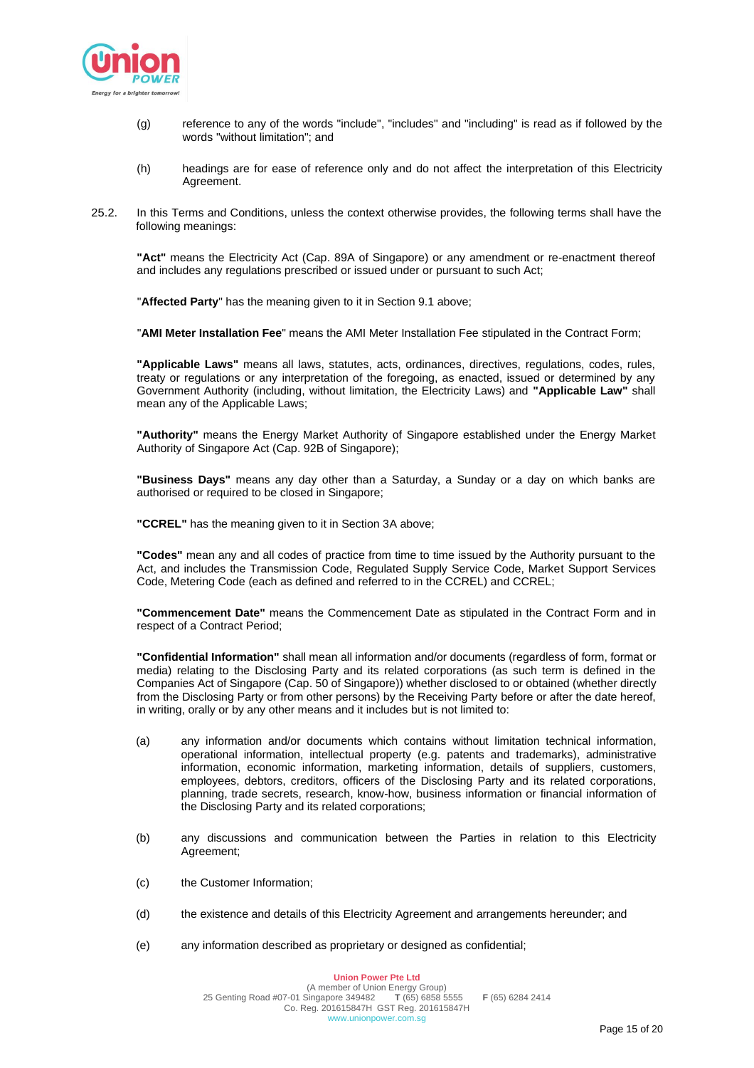(g) reference to any of the words "include", "includes" and "including" is read as if followed by the words "without limitation"; and

(h) headings are for ease of reference only and do not affect the interpretation of this Electricity Agreement.

25.2. In this Terms and Conditions, unless the context otherwise provides, the following terms shall have the following meanings:

**"Act"** means the Electricity Act (Cap. 89A of Singapore) or any amendment or re-enactment thereof and includes any regulations prescribed or issued under or pursuant to such Act;

"**Affected Party**" has the meaning given to it in Section 9.1 above;

"**AMI Meter Installation Fee**" means the AMI Meter Installation Fee stipulated in the Contract Form;

**"Applicable Laws"** means all laws, statutes, acts, ordinances, directives, regulations, codes, rules, treaty or regulations or any interpretation of the foregoing, as enacted, issued or determined by any Government Authority (including, without limitation, the Electricity Laws) and **"Applicable Law"** shall mean any of the Applicable Laws;

**"Authority"** means the Energy Market Authority of Singapore established under the Energy Market Authority of Singapore Act (Cap. 92B of Singapore);

**"Business Days"** means any day other than a Saturday, a Sunday or a day on which banks are authorised or required to be closed in Singapore;

**"CCREL"** has the meaning given to it in Section 3A above;

**"Codes"** mean any and all codes of practice from time to time issued by the Authority pursuant to the Act, and includes the Transmission Code, Regulated Supply Service Code, Market Support Services Code, Metering Code (each as defined and referred to in the CCREL) and CCREL;

**"Commencement Date"** means the Commencement Date as stipulated in the Contract Form and in respect of a Contract Period;

**"Confidential Information"** shall mean all information and/or documents (regardless of form, format or media) relating to the Disclosing Party and its related corporations (as such term is defined in the Companies Act of Singapore (Cap. 50 of Singapore)) whether disclosed to or obtained (whether directly from the Disclosing Party or from other persons) by the Receiving Party before or after the date hereof, in writing, orally or by any other means and it includes but is not limited to:

(a) any information and/or documents which contains without limitation technical information, operational information, intellectual property (e.g. patents and trademarks), administrative information, economic information, marketing information, details of suppliers, customers, employees, debtors, creditors, officers of the Disclosing Party and its related corporations, planning, trade secrets, research, know-how, business information or financial information of the Disclosing Party and its related corporations;

(b) any discussions and communication between the Parties in relation to this Electricity Agreement;

(c) the Customer Information;

(d) the existence and details of this Electricity Agreement and arrangements hereunder; and

(e) any information described as proprietary or designed as confidential;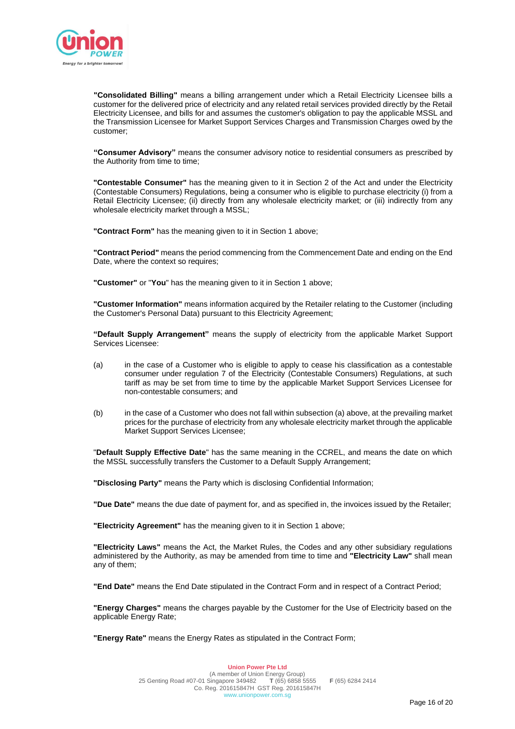**"Consolidated Billing"** means a billing arrangement under which a Retail Electricity Licensee bills a customer for the delivered price of electricity and any related retail services provided directly by the Retail Electricity Licensee, and bills for and assumes the customer's obligation to pay the applicable MSSL and the Transmission Licensee for Market Support Services Charges and Transmission Charges owed by the customer;

**"Consumer Advisory"** means the consumer advisory notice to residential consumers as prescribed by the Authority from time to time;

**"Contestable Consumer"** has the meaning given to it in Section 2 of the Act and under the Electricity (Contestable Consumers) Regulations, being a consumer who is eligible to purchase electricity (i) from a Retail Electricity Licensee; (ii) directly from any wholesale electricity market; or (iii) indirectly from any wholesale electricity market through a MSSL;

**"Contract Form"** has the meaning given to it in Section 1 above;

**"Contract Period"** means the period commencing from the Commencement Date and ending on the End Date, where the context so requires;

**"Customer"** or "**You**" has the meaning given to it in Section 1 above;

**"Customer Information"** means information acquired by the Retailer relating to the Customer (including the Customer's Personal Data) pursuant to this Electricity Agreement;

**"Default Supply Arrangement"** means the supply of electricity from the applicable Market Support Services Licensee:

(a) in the case of a Customer who is eligible to apply to cease his classification as a contestable consumer under regulation 7 of the Electricity (Contestable Consumers) Regulations, at such tariff as may be set from time to time by the applicable Market Support Services Licensee for non-contestable consumers; and

(b) in the case of a Customer who does not fall within subsection (a) above, at the prevailing market prices for the purchase of electricity from any wholesale electricity market through the applicable Market Support Services Licensee;

"**Default Supply Effective Date**" has the same meaning in the CCREL, and means the date on which the MSSL successfully transfers the Customer to a Default Supply Arrangement;

**"Disclosing Party"** means the Party which is disclosing Confidential Information;

**"Due Date"** means the due date of payment for, and as specified in, the invoices issued by the Retailer;

**"Electricity Agreement"** has the meaning given to it in Section 1 above;

**"Electricity Laws"** means the Act, the Market Rules, the Codes and any other subsidiary regulations administered by the Authority, as may be amended from time to time and **"Electricity Law"** shall mean any of them;

**"End Date"** means the End Date stipulated in the Contract Form and in respect of a Contract Period;

**"Energy Charges"** means the charges payable by the Customer for the Use of Electricity based on the applicable Energy Rate;

**"Energy Rate"** means the Energy Rates as stipulated in the Contract Form;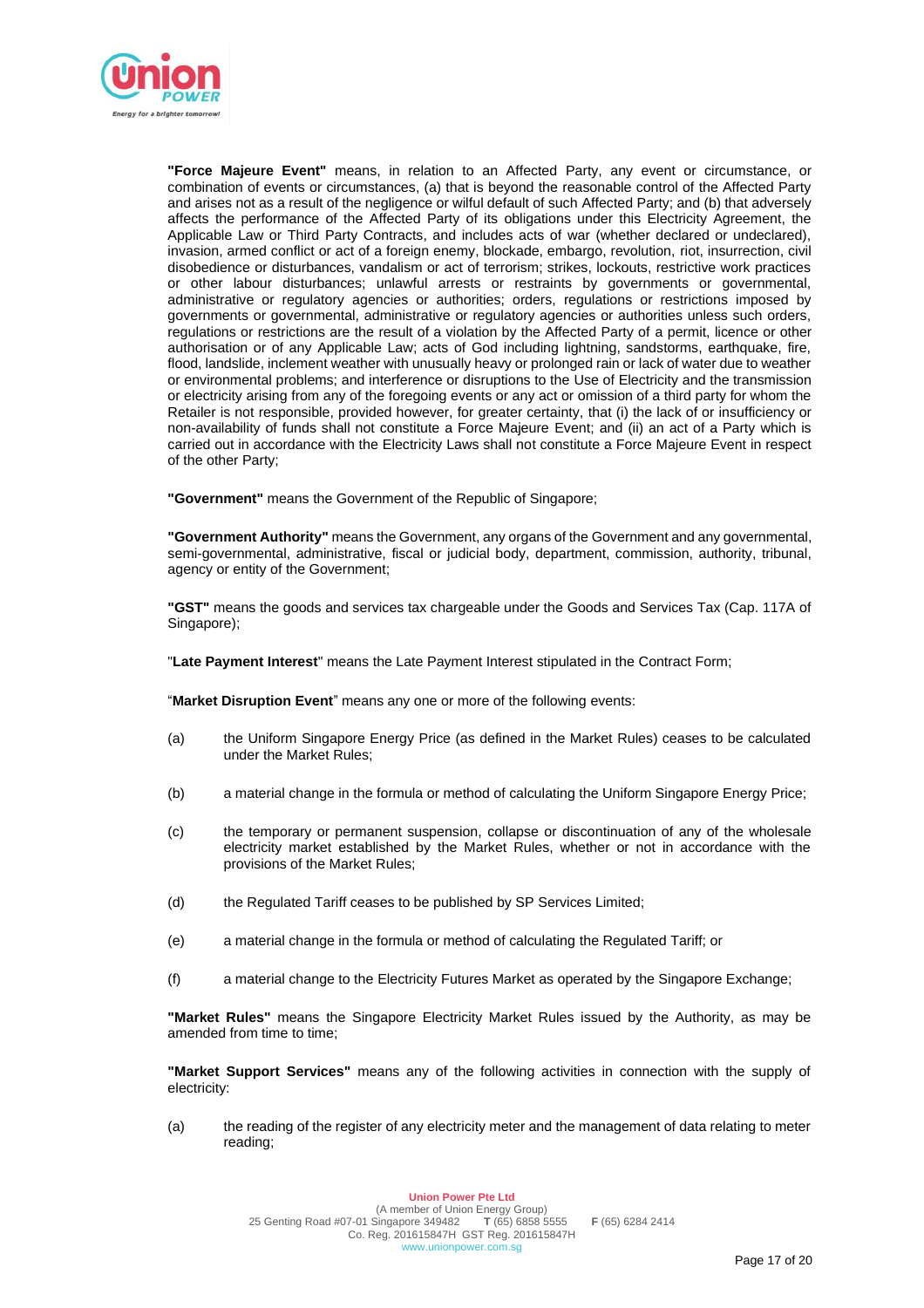**"Force Majeure Event"** means, in relation to an Affected Party, any event or circumstance, or combination of events or circumstances, (a) that is beyond the reasonable control of the Affected Party and arises not as a result of the negligence or wilful default of such Affected Party; and (b) that adversely affects the performance of the Affected Party of its obligations under this Electricity Agreement, the Applicable Law or Third Party Contracts, and includes acts of war (whether declared or undeclared), invasion, armed conflict or act of a foreign enemy, blockade, embargo, revolution, riot, insurrection, civil disobedience or disturbances, vandalism or act of terrorism; strikes, lockouts, restrictive work practices or other labour disturbances; unlawful arrests or restraints by governments or governmental, administrative or regulatory agencies or authorities; orders, regulations or restrictions imposed by governments or governmental, administrative or regulatory agencies or authorities unless such orders, regulations or restrictions are the result of a violation by the Affected Party of a permit, licence or other authorisation or of any Applicable Law; acts of God including lightning, sandstorms, earthquake, fire, flood, landslide, inclement weather with unusually heavy or prolonged rain or lack of water due to weather or environmental problems; and interference or disruptions to the Use of Electricity and the transmission or electricity arising from any of the foregoing events or any act or omission of a third party for whom the Retailer is not responsible, provided however, for greater certainty, that (i) the lack of or insufficiency or non-availability of funds shall not constitute a Force Majeure Event; and (ii) an act of a Party which is carried out in accordance with the Electricity Laws shall not constitute a Force Majeure Event in respect of the other Party;

**"Government"** means the Government of the Republic of Singapore;

**"Government Authority"** means the Government, any organs of the Government and any governmental, semi-governmental, administrative, fiscal or judicial body, department, commission, authority, tribunal, agency or entity of the Government;

**"GST"** means the goods and services tax chargeable under the Goods and Services Tax (Cap. 117A of Singapore);

"**Late Payment Interest**" means the Late Payment Interest stipulated in the Contract Form;

"**Market Disruption Event**" means any one or more of the following events:

(a) the Uniform Singapore Energy Price (as defined in the Market Rules) ceases to be calculated under the Market Rules;

(b) a material change in the formula or method of calculating the Uniform Singapore Energy Price;

(c) the temporary or permanent suspension, collapse or discontinuation of any of the wholesale electricity market established by the Market Rules, whether or not in accordance with the provisions of the Market Rules;

(d) the Regulated Tariff ceases to be published by SP Services Limited;

(e) a material change in the formula or method of calculating the Regulated Tariff; or

(f) a material change to the Electricity Futures Market as operated by the Singapore Exchange;

**"Market Rules"** means the Singapore Electricity Market Rules issued by the Authority, as may be amended from time to time;

**"Market Support Services"** means any of the following activities in connection with the supply of electricity:

(a) the reading of the register of any electricity meter and the management of data relating to meter reading;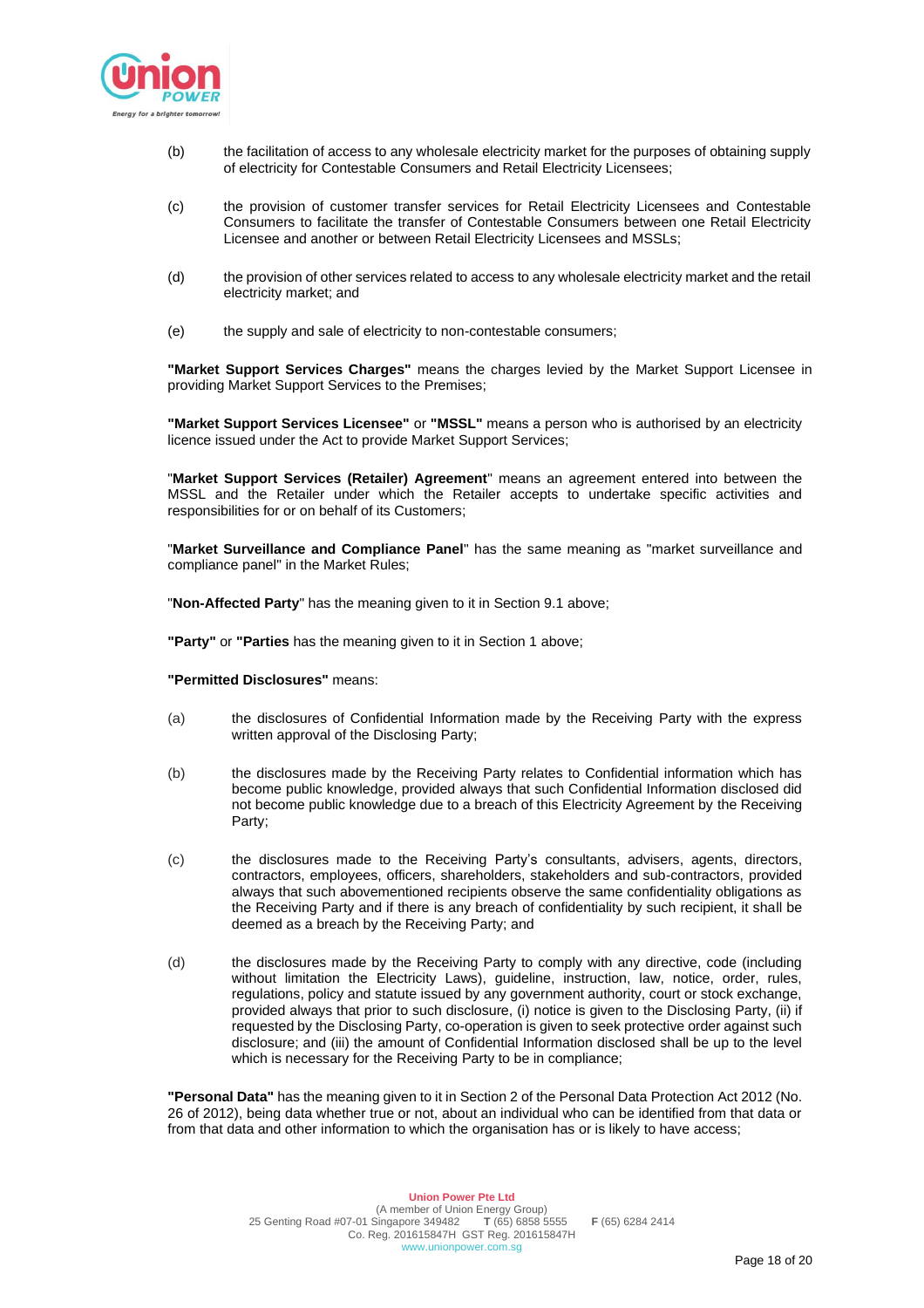(b) the facilitation of access to any wholesale electricity market for the purposes of obtaining supply of electricity for Contestable Consumers and Retail Electricity Licensees;

(c) the provision of customer transfer services for Retail Electricity Licensees and Contestable Consumers to facilitate the transfer of Contestable Consumers between one Retail Electricity Licensee and another or between Retail Electricity Licensees and MSSLs;

(d) the provision of other services related to access to any wholesale electricity market and the retail electricity market; and

(e) the supply and sale of electricity to non-contestable consumers;

**"Market Support Services Charges"** means the charges levied by the Market Support Licensee in providing Market Support Services to the Premises;

**"Market Support Services Licensee"** or **"MSSL"** means a person who is authorised by an electricity licence issued under the Act to provide Market Support Services;

"**Market Support Services (Retailer) Agreement**" means an agreement entered into between the MSSL and the Retailer under which the Retailer accepts to undertake specific activities and responsibilities for or on behalf of its Customers;

"**Market Surveillance and Compliance Panel**" has the same meaning as "market surveillance and compliance panel" in the Market Rules;

"**Non-Affected Party**" has the meaning given to it in Section 9.1 above;

**"Party"** or **"Parties** has the meaning given to it in Section 1 above;

**"Permitted Disclosures"** means:

(a) the disclosures of Confidential Information made by the Receiving Party with the express written approval of the Disclosing Party;

(b) the disclosures made by the Receiving Party relates to Confidential information which has become public knowledge, provided always that such Confidential Information disclosed did not become public knowledge due to a breach of this Electricity Agreement by the Receiving Party;

(c) the disclosures made to the Receiving Party's consultants, advisers, agents, directors, contractors, employees, officers, shareholders, stakeholders and sub-contractors, provided always that such abovementioned recipients observe the same confidentiality obligations as the Receiving Party and if there is any breach of confidentiality by such recipient, it shall be deemed as a breach by the Receiving Party; and

(d) the disclosures made by the Receiving Party to comply with any directive, code (including without limitation the Electricity Laws), guideline, instruction, law, notice, order, rules, regulations, policy and statute issued by any government authority, court or stock exchange, provided always that prior to such disclosure, (i) notice is given to the Disclosing Party, (ii) if requested by the Disclosing Party, co-operation is given to seek protective order against such disclosure; and (iii) the amount of Confidential Information disclosed shall be up to the level which is necessary for the Receiving Party to be in compliance;

**"Personal Data"** has the meaning given to it in Section 2 of the Personal Data Protection Act 2012 (No. 26 of 2012), being data whether true or not, about an individual who can be identified from that data or from that data and other information to which the organisation has or is likely to have access;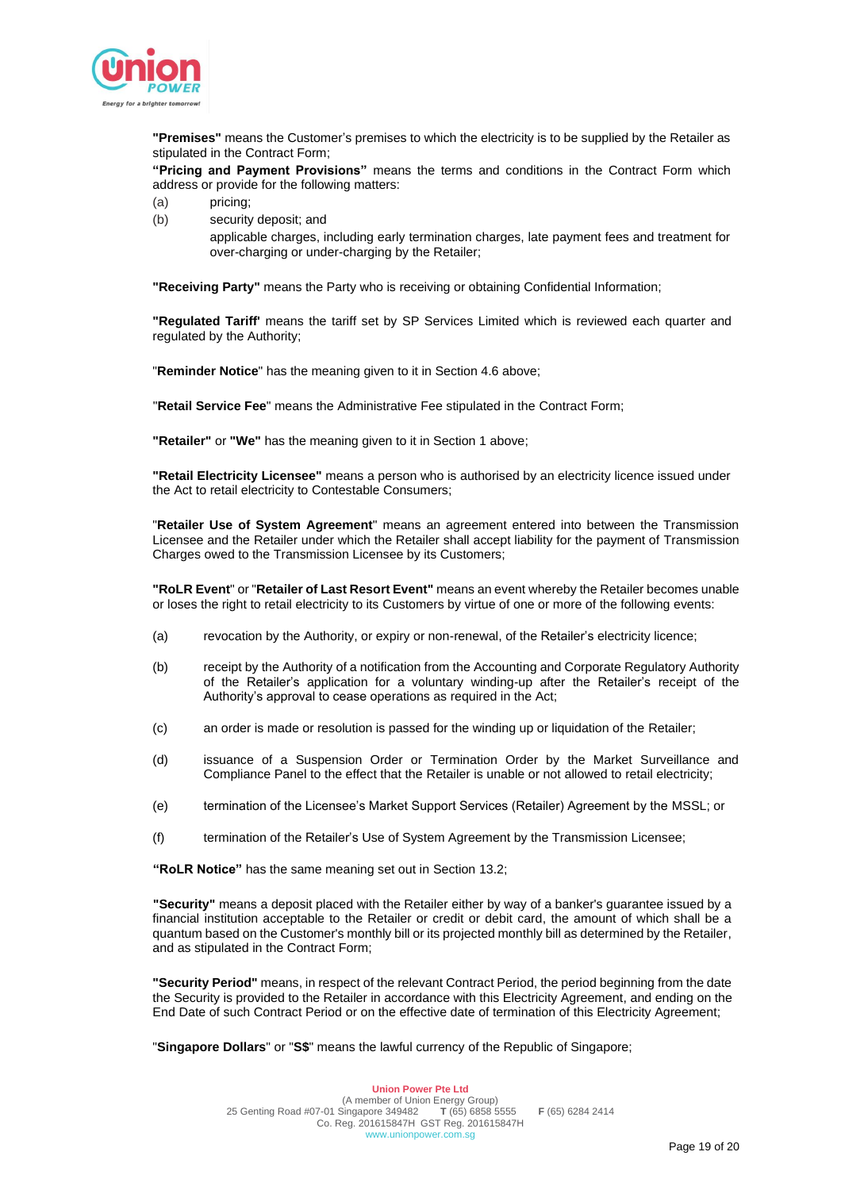**"Premises"** means the Customer's premises to which the electricity is to be supplied by the Retailer as stipulated in the Contract Form;

**"Pricing and Payment Provisions"** means the terms and conditions in the Contract Form which address or provide for the following matters:

(a) pricing;

(b) security deposit; and

applicable charges, including early termination charges, late payment fees and treatment for over-charging or under-charging by the Retailer;

**"Receiving Party"** means the Party who is receiving or obtaining Confidential Information;

**"Regulated Tariff'** means the tariff set by SP Services Limited which is reviewed each quarter and regulated by the Authority;

"**Reminder Notice**" has the meaning given to it in Section 4.6 above;

"**Retail Service Fee**" means the Administrative Fee stipulated in the Contract Form;

**"Retailer"** or **"We"** has the meaning given to it in Section 1 above;

**"Retail Electricity Licensee"** means a person who is authorised by an electricity licence issued under the Act to retail electricity to Contestable Consumers;

"**Retailer Use of System Agreement**" means an agreement entered into between the Transmission Licensee and the Retailer under which the Retailer shall accept liability for the payment of Transmission Charges owed to the Transmission Licensee by its Customers;

**"RoLR Event**" or "**Retailer of Last Resort Event"** means an event whereby the Retailer becomes unable or loses the right to retail electricity to its Customers by virtue of one or more of the following events:

(a) revocation by the Authority, or expiry or non-renewal, of the Retailer's electricity licence;

(b) receipt by the Authority of a notification from the Accounting and Corporate Regulatory Authority of the Retailer's application for a voluntary winding-up after the Retailer's receipt of the Authority's approval to cease operations as required in the Act;

(c) an order is made or resolution is passed for the winding up or liquidation of the Retailer;

(d) issuance of a Suspension Order or Termination Order by the Market Surveillance and Compliance Panel to the effect that the Retailer is unable or not allowed to retail electricity;

(e) termination of the Licensee's Market Support Services (Retailer) Agreement by the MSSL; or

(f) termination of the Retailer's Use of System Agreement by the Transmission Licensee;

**"RoLR Notice"** has the same meaning set out in Section 13.2;

**"Security"** means a deposit placed with the Retailer either by way of a banker's guarantee issued by a financial institution acceptable to the Retailer or credit or debit card, the amount of which shall be a quantum based on the Customer's monthly bill or its projected monthly bill as determined by the Retailer, and as stipulated in the Contract Form;

**"Security Period"** means, in respect of the relevant Contract Period, the period beginning from the date the Security is provided to the Retailer in accordance with this Electricity Agreement, and ending on the End Date of such Contract Period or on the effective date of termination of this Electricity Agreement;

"**Singapore Dollars**" or "**S$**" means the lawful currency of the Republic of Singapore;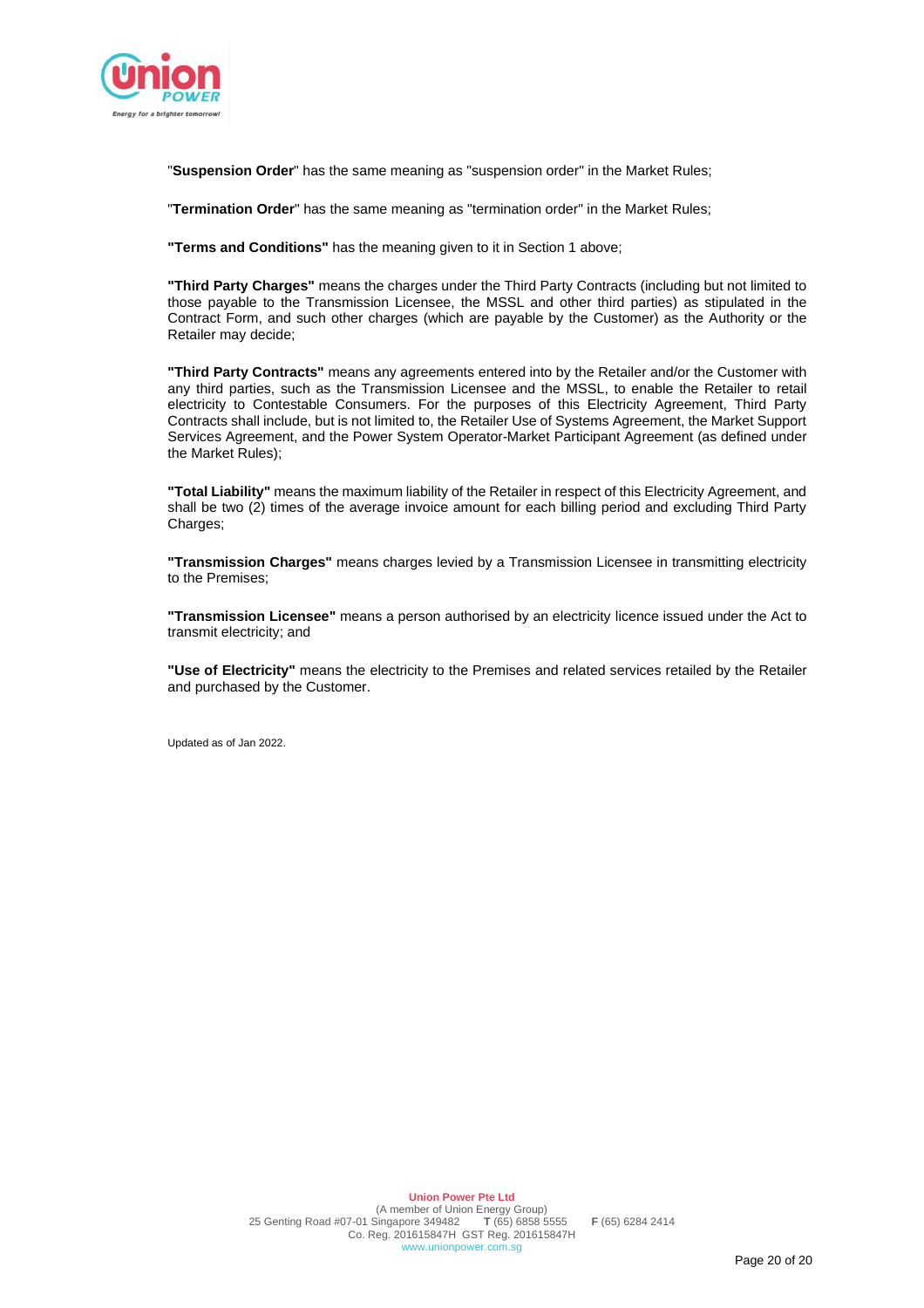"**Suspension Order**" has the same meaning as "suspension order" in the Market Rules;

"**Termination Order**" has the same meaning as "termination order" in the Market Rules;

**"Terms and Conditions"** has the meaning given to it in Section 1 above;

**"Third Party Charges"** means the charges under the Third Party Contracts (including but not limited to those payable to the Transmission Licensee, the MSSL and other third parties) as stipulated in the Contract Form, and such other charges (which are payable by the Customer) as the Authority or the Retailer may decide;

**"Third Party Contracts"** means any agreements entered into by the Retailer and/or the Customer with any third parties, such as the Transmission Licensee and the MSSL, to enable the Retailer to retail electricity to Contestable Consumers. For the purposes of this Electricity Agreement, Third Party Contracts shall include, but is not limited to, the Retailer Use of Systems Agreement, the Market Support Services Agreement, and the Power System Operator-Market Participant Agreement (as defined under the Market Rules);

**"Total Liability"** means the maximum liability of the Retailer in respect of this Electricity Agreement, and shall be two (2) times of the average invoice amount for each billing period and excluding Third Party Charges;

**"Transmission Charges"** means charges levied by a Transmission Licensee in transmitting electricity to the Premises;

**"Transmission Licensee"** means a person authorised by an electricity licence issued under the Act to transmit electricity; and

**"Use of Electricity"** means the electricity to the Premises and related services retailed by the Retailer and purchased by the Customer.

Updated as of Jan 2022.